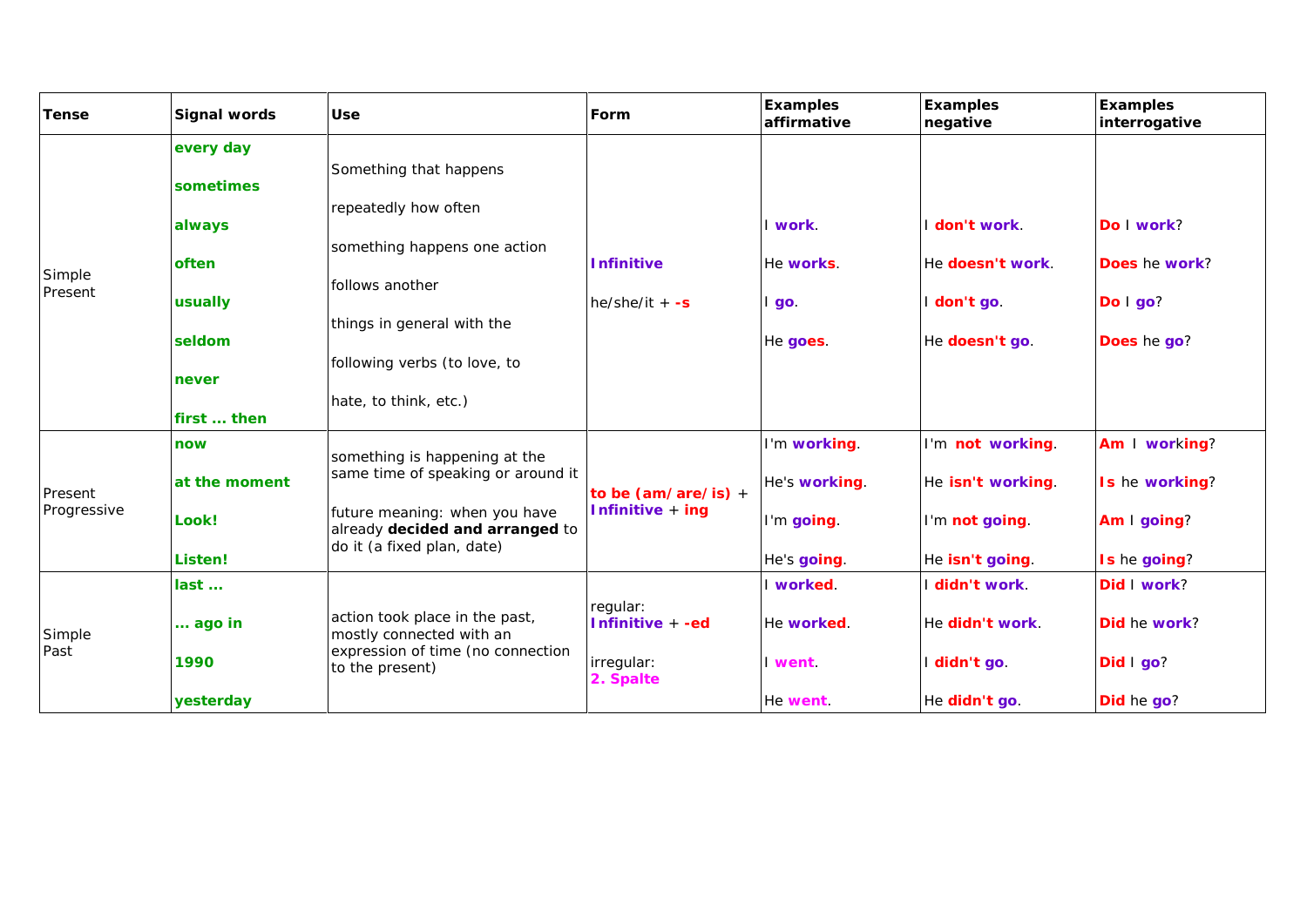| Tense | Signal words | Use | Form | Examples affirmative | Examples negative | Examples interrogative |
|---|---|---|---|---|---|---|
| Simple Present | **every day**<br>**sometimes**<br>**always**<br>**often**<br>**usually**<br>**seldom**<br>**never**<br>**first ... then** | Something that happens repeatedly how often something happens one action follows another things in general with the following verbs (to love, to hate, to think, etc.) | **Infinitive**<br>he/she/it + **-s** | I **work**.<br>He **works**.<br>I **go**.<br>He **goes**. | I **don't work**.<br>He **doesn't work**.<br>I **don't go**.<br>He **doesn't go**. | **Do** I **work**?<br>**Does** he **work**?<br>**Do** I **go**?<br>**Does** he **go**? |
| Present Progressive | **now**<br>**at the moment**<br>**Look!**<br>**Listen!** | something is happening at the same time of speaking or around it<br><br>future meaning: when you have already **decided and arranged** to do it (a fixed plan, date) | **to be (am/ are/ is)** + **Infinitive** + **ing** | I'm **working**.<br>He's **working**.<br>I'm **going**.<br>He's **going**. | I'm **not working**.<br>He **isn't working**.<br>I'm **not going**.<br>He **isn't going**. | **Am** I **working**?<br>**Is** he **working**?<br>**Am** I **going**?<br>**Is** he **going**? |
| Simple Past | **last ...**<br>**... ago in**<br>**1990**<br>**yesterday** | action took place in the past, mostly connected with an expression of time (no connection to the present) | regular:<br>**Infinitive** + **-ed**<br><br>irregular:<br>**2. Spalte** | I **worked**.<br>He **worked**.<br>I **went**.<br>He **went**. | I **didn't work**.<br>He **didn't work**.<br>I **didn't go**.<br>He **didn't go**. | **Did** I **work**?<br>**Did** he **work**?<br>**Did** I **go**?<br>**Did** he **go**? |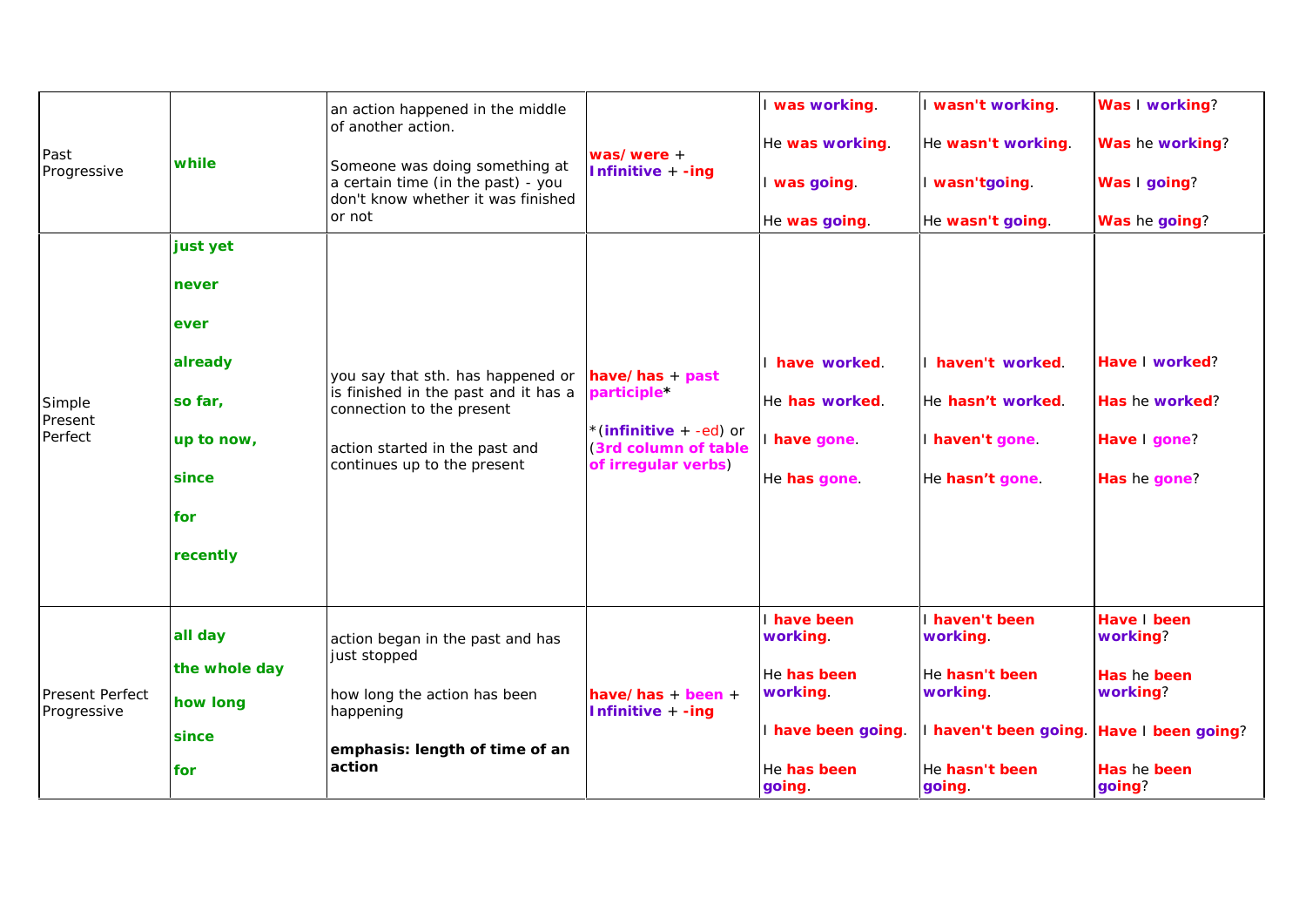| Past Progressive | **while** | an action happened in the middle of another action.<br><br>Someone was doing something at a certain time (in the past) - you don't know whether it was finished or not | **was/ were** + **Infinitive** + **-ing** | I **was working**.<br><br>He **was working**.<br><br>I **was going**.<br><br>He **was going**. | I **wasn't working**.<br><br>He **wasn't working**.<br><br>I **wasn'tgoing**.<br><br>He **wasn't going**. | **Was** I **working**?<br><br>**Was** he **working**?<br><br>**Was** I **going**?<br><br>**Was** he **going**? |
|---|---|---|---|---|---|---|
| Simple Present Perfect | **just yet**<br><br>**never**<br><br>**ever**<br><br>**already**<br><br>**so far,**<br><br>**up to now,**<br><br>**since**<br><br>**for**<br><br>**recently** | you say that sth. has happened or is finished in the past and it has a connection to the present<br><br>action started in the past and continues up to the present | **have/ has** + **past participle***<br><br>*(**infinitive** + -ed) or (**3rd column of table of irregular verbs**) | I **have worked**.<br><br>He **has worked**.<br><br>I **have gone**.<br><br>He **has gone**. | I **haven't worked**.<br><br>He **hasn't worked**.<br><br>I **haven't gone**.<br><br>He **hasn't gone**. | **Have** I **worked**?<br><br>**Has** he **worked**?<br><br>**Have** I **gone**?<br><br>**Has** he **gone**? |
| Present Perfect Progressive | **all day**<br><br>**the whole day**<br><br>**how long**<br><br>**since**<br><br>**for** | action began in the past and has just stopped<br><br>how long the action has been happening<br><br>**emphasis: length of time of an action** | **have/ has** + **been** + **Infinitive** + **-ing** | I **have been working**.<br><br>He **has been working**.<br><br>I **have been going**.<br><br>He **has been going**. | I **haven't been working**.<br><br>He **hasn't been working**.<br><br>I **haven't been going**.<br><br>He **hasn't been going**. | **Have** I **been working**?<br><br>**Has** he **been working**?<br><br>**Have** I **been going**?<br><br>**Has** he **been going**? |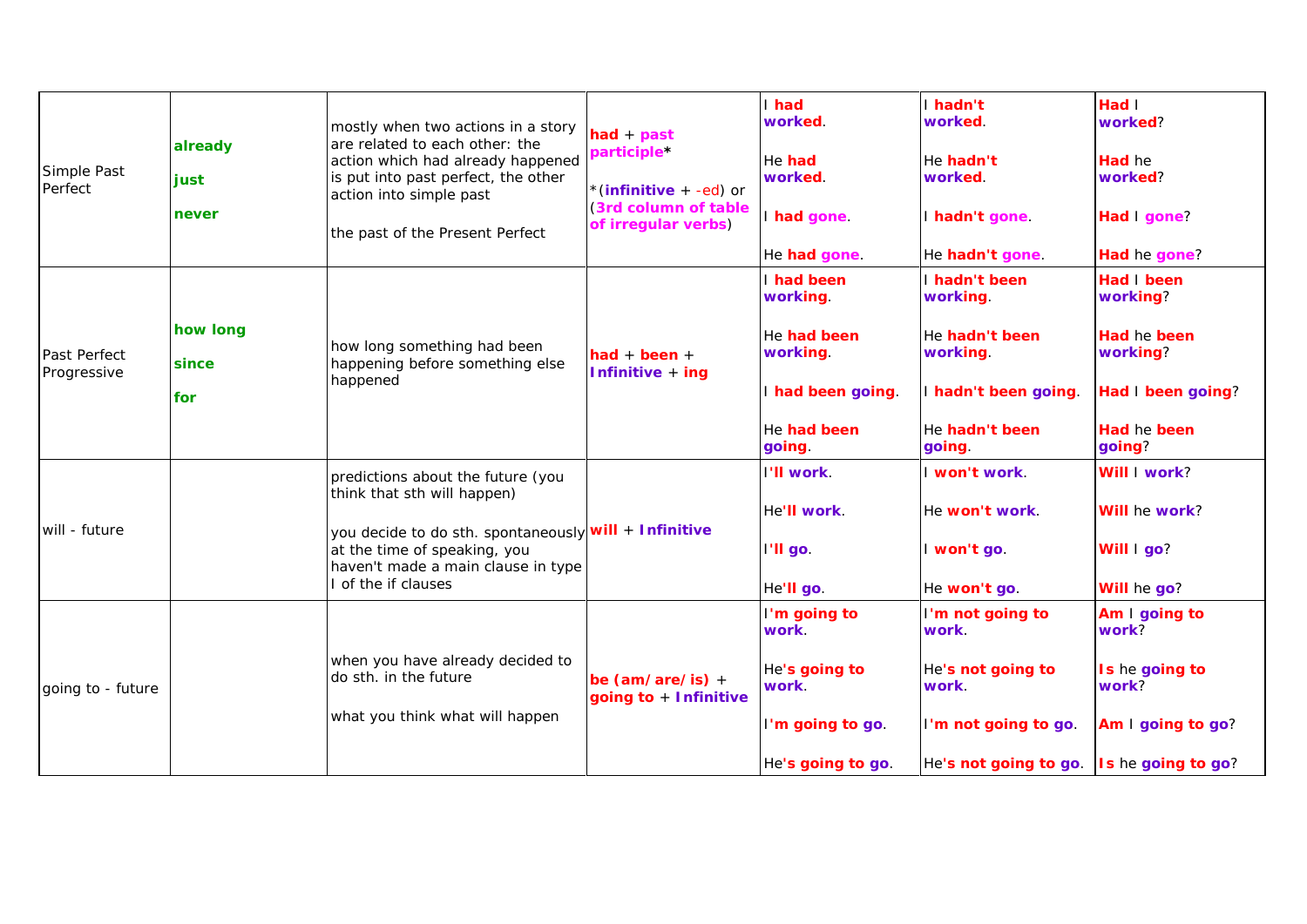| | | | | | | |
|---|---|---|---|---|---|---|
| Simple Past Perfect | **already**<br><br>**just**<br><br>**never** | mostly when two actions in a story are related to each other: the action which had already happened is put into past perfect, the other action into simple past<br><br>the past of the Present Perfect | **had** + **past participle***<br><br>*(**infinitive** + -ed) or (**3rd column of table of irregular verbs**) | I **had worked**.<br><br>He **had worked**.<br><br>I **had gone**.<br><br>He **had gone**. | I **hadn't worked**.<br><br>He **hadn't worked**.<br><br>I **hadn't gone**.<br><br>He **hadn't gone**. | **Had** I **worked**?<br><br>**Had** he **worked**?<br><br>**Had** I **gone**?<br><br>**Had** he **gone**? |
| Past Perfect Progressive | **how long**<br><br>**since**<br><br>**for** | how long something had been happening before something else happened | **had** + **been** + **Infinitive** + **ing** | I **had been working**.<br><br>He **had been working**.<br><br>I **had been going**.<br><br>He **had been going**. | I **hadn't been working**.<br><br>He **hadn't been working**.<br><br>I **hadn't been going**.<br><br>He **hadn't been going**. | **Had** I **been working**?<br><br>**Had** he **been working**?<br><br>**Had** I **been going**?<br><br>**Had** he **been going**? |
| will - future | | predictions about the future (you think that sth will happen)<br><br>you decide to do sth. spontaneously at the time of speaking, you haven't made a main clause in type I of the if clauses | **will** + **Infinitive** | I**'ll work**.<br><br>He**'ll work**.<br><br>I**'ll go**.<br><br>He**'ll go**. | I **won't work**.<br><br>He **won't work**.<br><br>I **won't go**.<br><br>He **won't go**. | **Will** I **work**?<br><br>**Will** he **work**?<br><br>**Will** I **go**?<br><br>**Will** he **go**? |
| going to - future | | when you have already decided to do sth. in the future<br><br>what you think what will happen | **be (am/ are/ is)** + **going to** + **Infinitive** | I**'m going to work**.<br><br>He**'s going to work**.<br><br>I**'m going to go**.<br><br>He**'s going to go**. | I**'m not going to work**.<br><br>He**'s not going to work**.<br><br>I**'m not going to go**.<br><br>He**'s not going to go**. | **Am** I **going to work**?<br><br>**Is** he **going to work**?<br><br>**Am** I **going to go**?<br><br>**Is** he **going to go**? |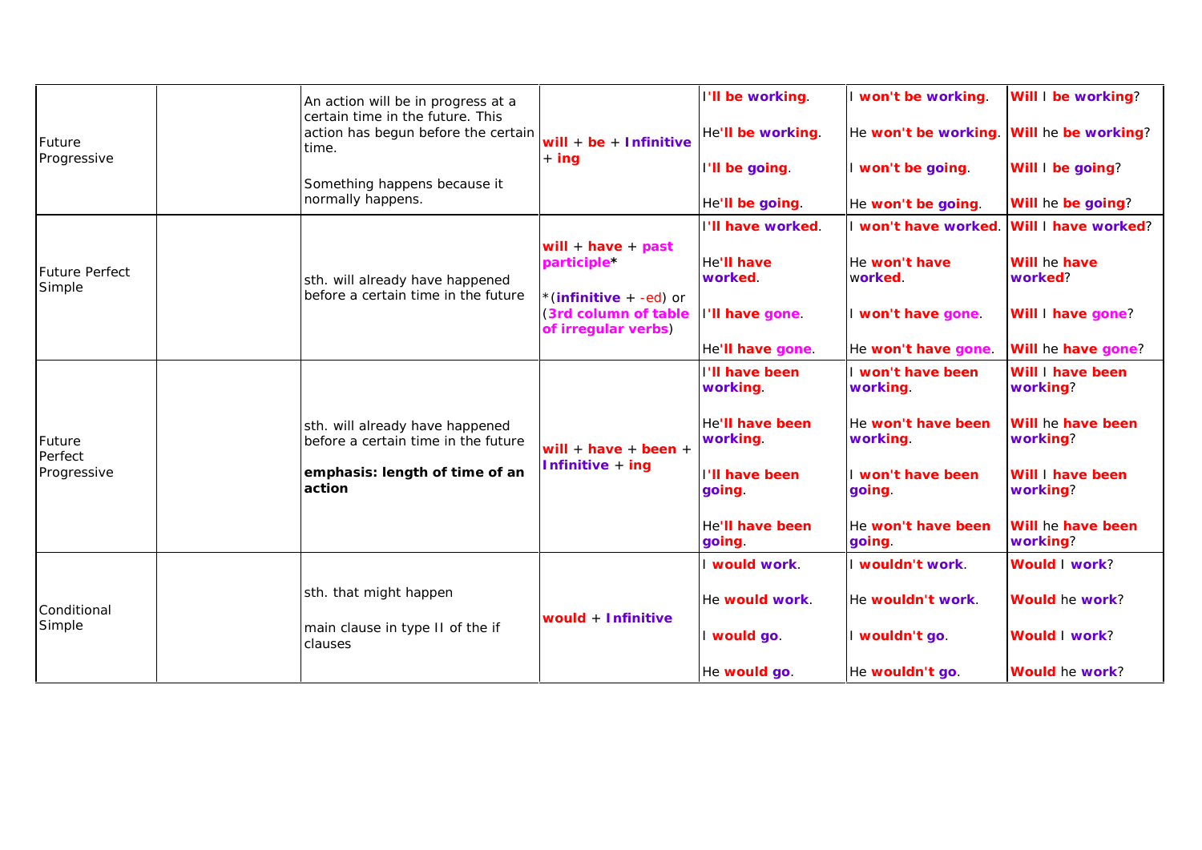| | | | | | | |
|---|---|---|---|---|---|---|
| Future Progressive | | An action will be in progress at a certain time in the future. This action has begun before the certain time.<br><br>Something happens because it normally happens. | **will** + **be** + **Infinitive** + **ing** | I'**ll be working**.<br><br>He'**ll be working**.<br><br>I'**ll be going**.<br><br>He'**ll be going**. | I **won't be working**.<br><br>He **won't be working**.<br><br>I **won't be going**.<br><br>He **won't be going**. | **Will** I **be working**?<br><br>**Will** he **be working**?<br><br>**Will** I **be going**?<br><br>**Will** he **be going**? |
| Future Perfect Simple | | sth. will already have happened before a certain time in the future | **will** + **have** + **past participle***<br><br>*(**infinitive** + -ed) or (**3rd column of table of irregular verbs**) | I'**ll have worked**.<br><br>He'**ll have worked**.<br><br>I'**ll have gone**.<br><br>He'**ll have gone**. | I **won't have worked**.<br><br>He **won't have worked**.<br><br>I **won't have gone**.<br><br>He **won't have gone**. | **Will** I **have worked**?<br><br>**Will** he **have worked**?<br><br>**Will** I **have gone**?<br><br>**Will** he **have gone**? |
| Future Perfect Progressive | | sth. will already have happened before a certain time in the future<br><br>**emphasis: length of time of an action** | **will** + **have** + **been** + **Infinitive** + **ing** | I'**ll have been working**.<br><br>He'**ll have been working**.<br><br>I'**ll have been going**.<br><br>He'**ll have been going**. | I **won't have been working**.<br><br>He **won't have been working**.<br><br>I **won't have been going**.<br><br>He **won't have been going**. | **Will** I **have been working**?<br><br>**Will** he **have been working**?<br><br>**Will** I **have been working**?<br><br>**Will** he **have been working**? |
| Conditional Simple | | sth. that might happen<br><br>main clause in type II of the if clauses | **would** + **Infinitive** | I **would work**.<br><br>He **would work**.<br><br>I **would go**.<br><br>He **would go**. | I **wouldn't work**.<br><br>He **wouldn't work**.<br><br>I **wouldn't go**.<br><br>He **wouldn't go**. | **Would** I **work**?<br><br>**Would** he **work**?<br><br>**Would** I **work**?<br><br>**Would** he **work**? |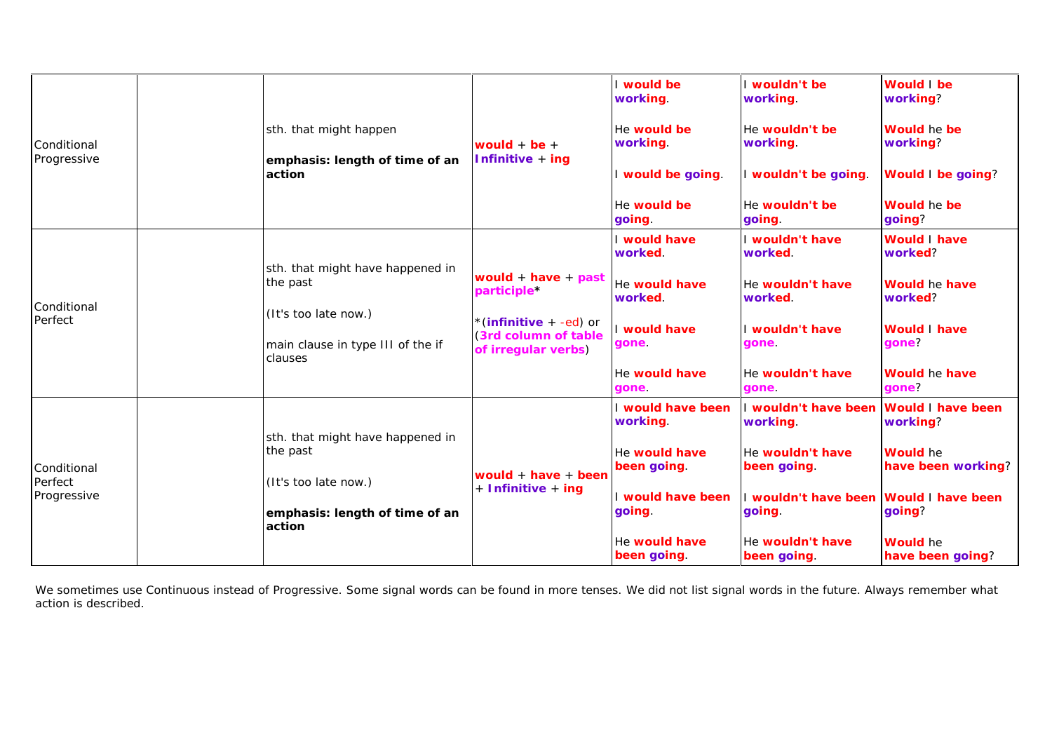| | | | | | | |
|---|---|---|---|---|---|---|
| Conditional Progressive | | sth. that might happen<br><br>**emphasis: length of time of an action** | **would** + **be** + **Infinitive** + **ing** | I **would be working**.<br><br>He **would be working**.<br><br>I **would be going**.<br><br>He **would be going**. | I **wouldn't be working**.<br><br>He **wouldn't be working**.<br><br>I **wouldn't be going**.<br><br>He **wouldn't be going**. | **Would** I **be working**?<br><br>**Would** he **be working**?<br><br>**Would** I **be going**?<br><br>**Would** he **be going**? |
| Conditional Perfect | | sth. that might have happened in the past<br><br>(It's too late now.)<br><br>main clause in type III of the if clauses | **would** + **have** + **past participle***<br><br>*(**infinitive** + -ed) or (**3rd column of table of irregular verbs**) | I **would have worked**.<br><br>He **would have worked**.<br><br>I **would have gone**.<br><br>He **would have gone**. | I **wouldn't have worked**.<br><br>He **wouldn't have worked**.<br><br>I **wouldn't have gone**.<br><br>He **wouldn't have gone**. | **Would** I **have worked**?<br><br>**Would** he **have worked**?<br><br>**Would** I **have gone**?<br><br>**Would** he **have gone**? |
| Conditional Perfect Progressive | | sth. that might have happened in the past<br><br>(It's too late now.)<br><br>**emphasis: length of time of an action** | **would** + **have** + **been** + **Infinitive** + **ing** | I **would have been working**.<br><br>He **would have been going**.<br><br>I **would have been going**.<br><br>He **would have been going**. | I **wouldn't have been working**.<br><br>He **wouldn't have been going**.<br><br>I **wouldn't have been going**.<br><br>He **wouldn't have been going**. | **Would** I **have been working**?<br><br>**Would** he **have been working**?<br><br>**Would** I **have been going**?<br><br>**Would** he **have been going**? |

We sometimes use Continuous instead of Progressive. Some signal words can be found in more tenses. We did not list signal words in the future. Always remember what action is described.